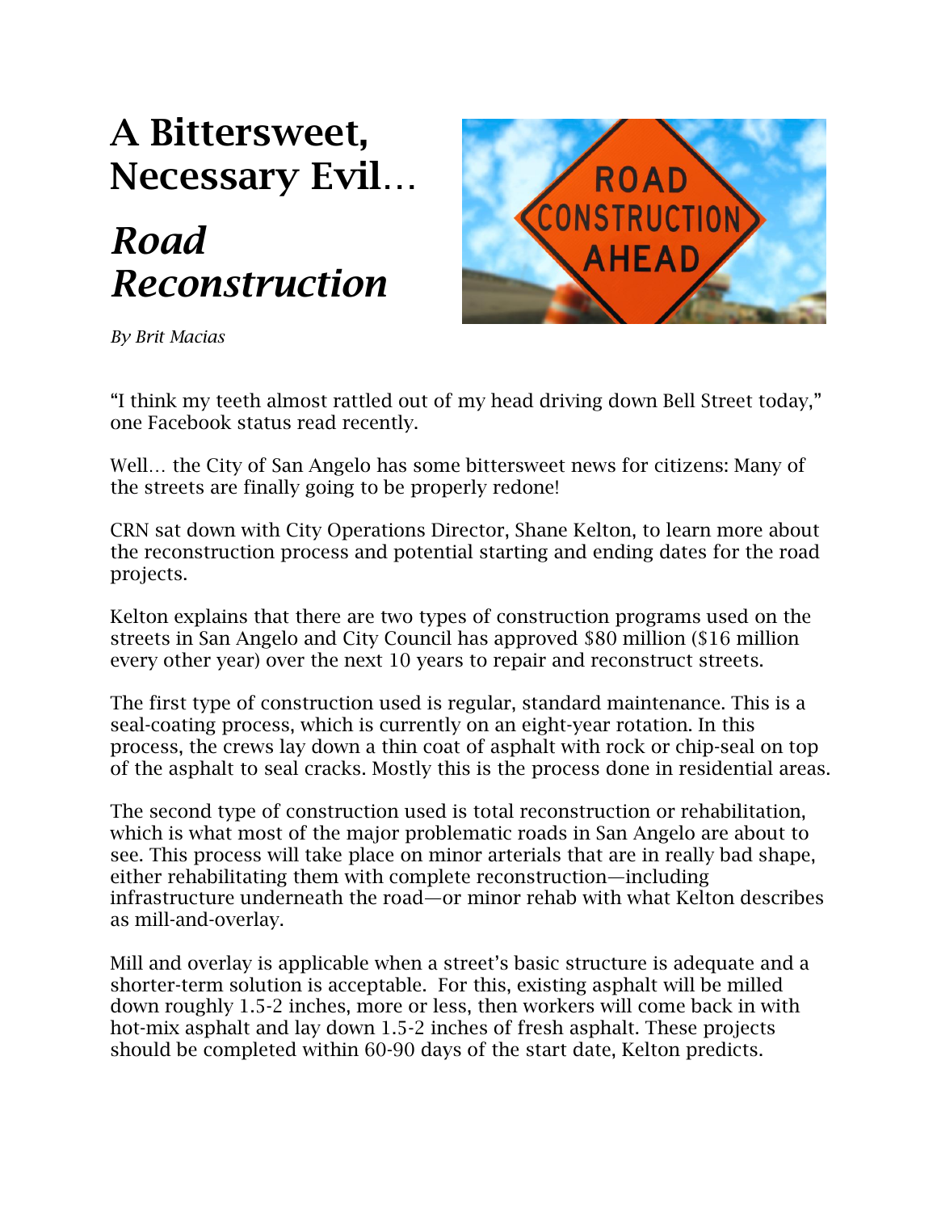# A Bittersweet, Necessary Evil…

# *Road Reconstruction*

*By Brit Macias*

"I think my teeth almost rattled out of my head driving down Bell Street today," one Facebook status read recently.

Well… the City of San Angelo has some bittersweet news for citizens: Many of the streets are finally going to be properly redone!

CRN sat down with City Operations Director, Shane Kelton, to learn more about the reconstruction process and potential starting and ending dates for the road projects.

Kelton explains that there are two types of construction programs used on the streets in San Angelo and City Council has approved $80 million ($16 million every other year) over the next 10 years to repair and reconstruct streets.

The first type of construction used is regular, standard maintenance. This is a seal-coating process, which is currently on an eight-year rotation. In this process, the crews lay down a thin coat of asphalt with rock or chip-seal on top of the asphalt to seal cracks. Mostly this is the process done in residential areas.

The second type of construction used is total reconstruction or rehabilitation, which is what most of the major problematic roads in San Angelo are about to see. This process will take place on minor arterials that are in really bad shape, either rehabilitating them with complete reconstruction—including infrastructure underneath the road—or minor rehab with what Kelton describes as mill-and-overlay.

Mill and overlay is applicable when a street's basic structure is adequate and a shorter-term solution is acceptable. For this, existing asphalt will be milled down roughly 1.5-2 inches, more or less, then workers will come back in with hot-mix asphalt and lay down 1.5-2 inches of fresh asphalt. These projects should be completed within 60-90 days of the start date, Kelton predicts.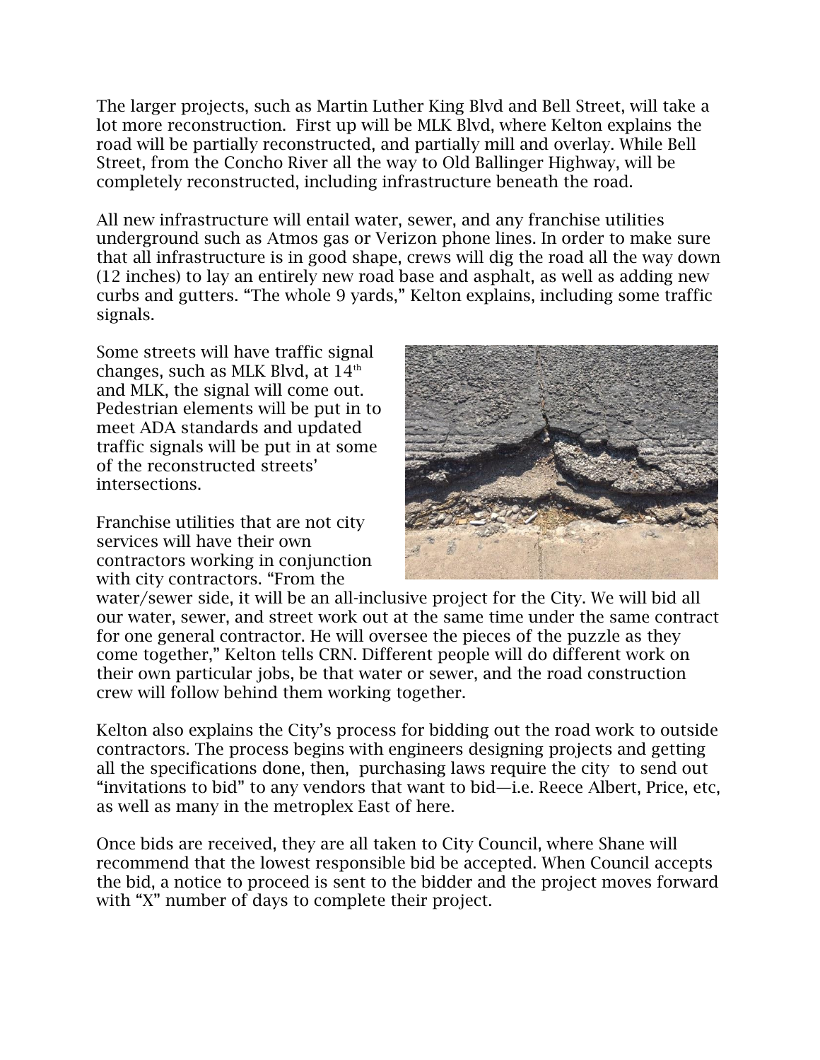The larger projects, such as Martin Luther King Blvd and Bell Street, will take a lot more reconstruction. First up will be MLK Blvd, where Kelton explains the road will be partially reconstructed, and partially mill and overlay. While Bell Street, from the Concho River all the way to Old Ballinger Highway, will be completely reconstructed, including infrastructure beneath the road.

All new infrastructure will entail water, sewer, and any franchise utilities underground such as Atmos gas or Verizon phone lines. In order to make sure that all infrastructure is in good shape, crews will dig the road all the way down (12 inches) to lay an entirely new road base and asphalt, as well as adding new curbs and gutters. "The whole 9 yards," Kelton explains, including some traffic signals.

Some streets will have traffic signal changes, such as MLK Blvd, at 14th and MLK, the signal will come out. Pedestrian elements will be put in to meet ADA standards and updated traffic signals will be put in at some of the reconstructed streets' intersections.

Franchise utilities that are not city services will have their own contractors working in conjunction with city contractors. "From the water/sewer side, it will be an all-inclusive project for the City. We will bid all our water, sewer, and street work out at the same time under the same contract for one general contractor. He will oversee the pieces of the puzzle as they come together," Kelton tells CRN. Different people will do different work on their own particular jobs, be that water or sewer, and the road construction crew will follow behind them working together.

Kelton also explains the City's process for bidding out the road work to outside contractors. The process begins with engineers designing projects and getting all the specifications done, then, purchasing laws require the city to send out "invitations to bid" to any vendors that want to bid—i.e. Reece Albert, Price, etc, as well as many in the metroplex East of here.

Once bids are received, they are all taken to City Council, where Shane will recommend that the lowest responsible bid be accepted. When Council accepts the bid, a notice to proceed is sent to the bidder and the project moves forward with "X" number of days to complete their project.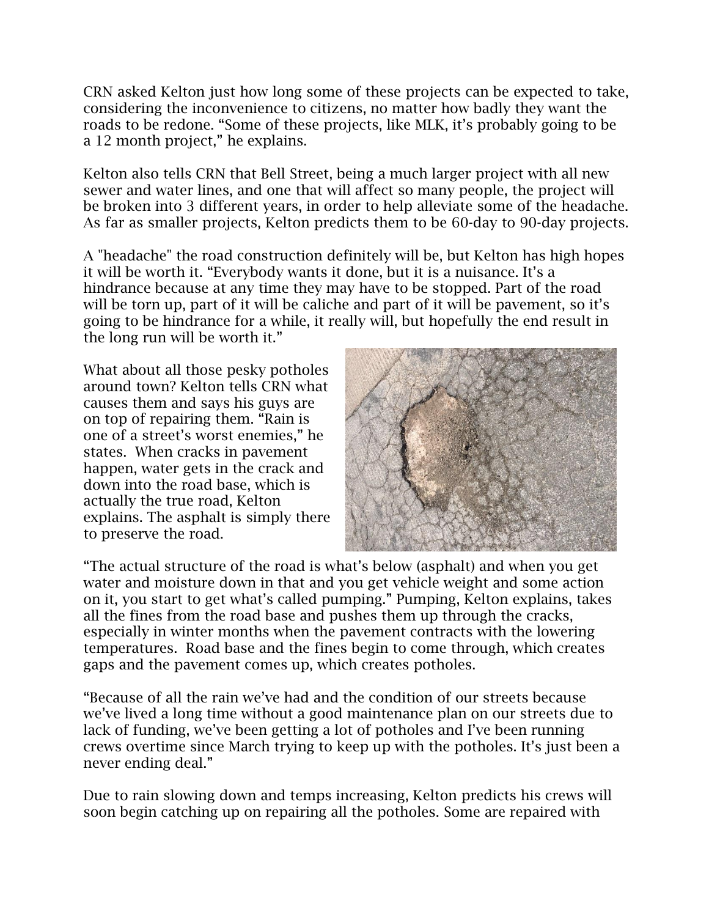CRN asked Kelton just how long some of these projects can be expected to take, considering the inconvenience to citizens, no matter how badly they want the roads to be redone. “Some of these projects, like MLK, it’s probably going to be a 12 month project,” he explains.

Kelton also tells CRN that Bell Street, being a much larger project with all new sewer and water lines, and one that will affect so many people, the project will be broken into 3 different years, in order to help alleviate some of the headache. As far as smaller projects, Kelton predicts them to be 60-day to 90-day projects.

A "headache" the road construction definitely will be, but Kelton has high hopes it will be worth it. “Everybody wants it done, but it is a nuisance. It’s a hindrance because at any time they may have to be stopped. Part of the road will be torn up, part of it will be caliche and part of it will be pavement, so it’s going to be hindrance for a while, it really will, but hopefully the end result in the long run will be worth it.”

What about all those pesky potholes around town? Kelton tells CRN what causes them and says his guys are on top of repairing them. “Rain is one of a street’s worst enemies,” he states. When cracks in pavement happen, water gets in the crack and down into the road base, which is actually the true road, Kelton explains. The asphalt is simply there to preserve the road.

“The actual structure of the road is what’s below (asphalt) and when you get water and moisture down in that and you get vehicle weight and some action on it, you start to get what’s called pumping.” Pumping, Kelton explains, takes all the fines from the road base and pushes them up through the cracks, especially in winter months when the pavement contracts with the lowering temperatures. Road base and the fines begin to come through, which creates gaps and the pavement comes up, which creates potholes.

“Because of all the rain we’ve had and the condition of our streets because we’ve lived a long time without a good maintenance plan on our streets due to lack of funding, we’ve been getting a lot of potholes and I’ve been running crews overtime since March trying to keep up with the potholes. It’s just been a never ending deal.”

Due to rain slowing down and temps increasing, Kelton predicts his crews will soon begin catching up on repairing all the potholes. Some are repaired with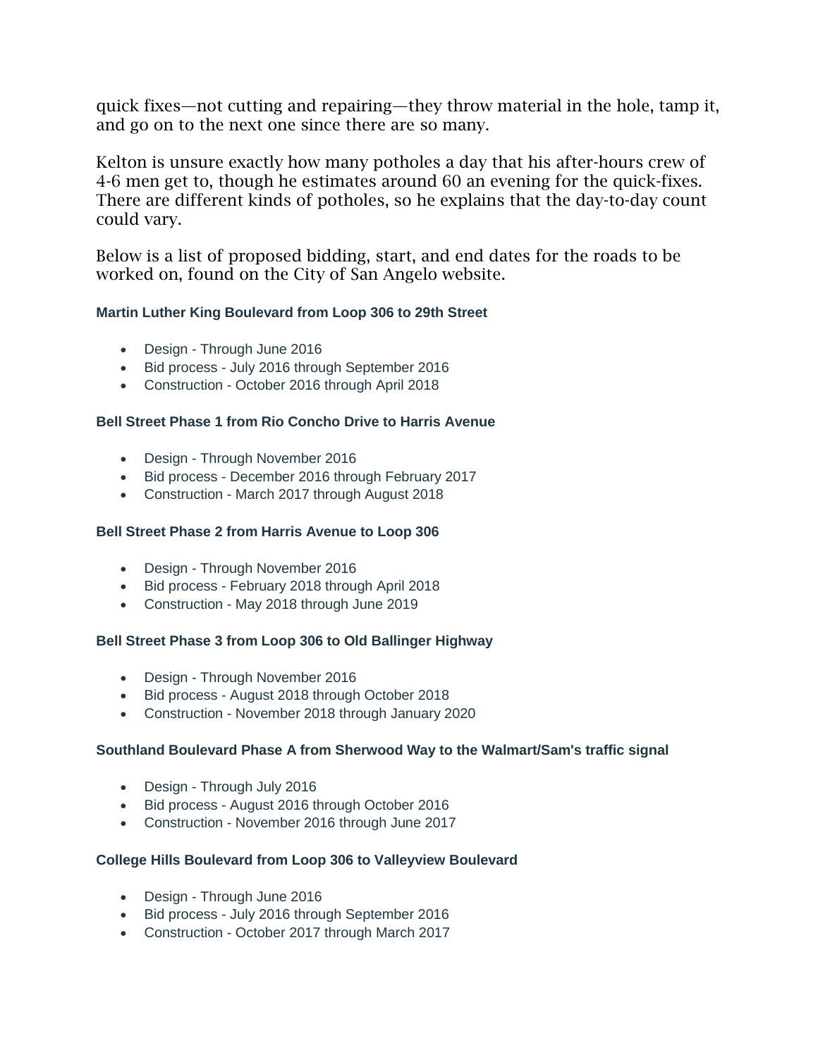quick fixes—not cutting and repairing—they throw material in the hole, tamp it, and go on to the next one since there are so many.

Kelton is unsure exactly how many potholes a day that his after-hours crew of 4-6 men get to, though he estimates around 60 an evening for the quick-fixes. There are different kinds of potholes, so he explains that the day-to-day count could vary.

Below is a list of proposed bidding, start, and end dates for the roads to be worked on, found on the City of San Angelo website.

**Martin Luther King Boulevard from Loop 306 to 29th Street**

- Design - Through June 2016
- Bid process - July 2016 through September 2016
- Construction - October 2016 through April 2018

**Bell Street Phase 1 from Rio Concho Drive to Harris Avenue**

- Design - Through November 2016
- Bid process - December 2016 through February 2017
- Construction - March 2017 through August 2018

**Bell Street Phase 2 from Harris Avenue to Loop 306**

- Design - Through November 2016
- Bid process - February 2018 through April 2018
- Construction - May 2018 through June 2019

**Bell Street Phase 3 from Loop 306 to Old Ballinger Highway**

- Design - Through November 2016
- Bid process - August 2018 through October 2018
- Construction - November 2018 through January 2020

**Southland Boulevard Phase A from Sherwood Way to the Walmart/Sam's traffic signal**

- Design - Through July 2016
- Bid process - August 2016 through October 2016
- Construction - November 2016 through June 2017

**College Hills Boulevard from Loop 306 to Valleyview Boulevard**

- Design - Through June 2016
- Bid process - July 2016 through September 2016
- Construction - October 2017 through March 2017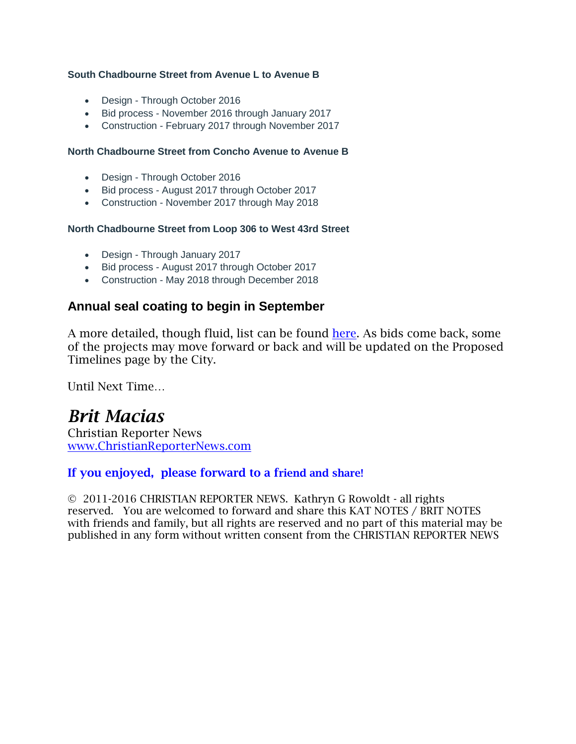#### South Chadbourne Street from Avenue L to Avenue B

- Design - Through October 2016
- Bid process - November 2016 through January 2017
- Construction - February 2017 through November 2017

#### North Chadbourne Street from Concho Avenue to Avenue B

- Design - Through October 2016
- Bid process - August 2017 through October 2017
- Construction - November 2017 through May 2018

#### North Chadbourne Street from Loop 306 to West 43rd Street

- Design - Through January 2017
- Bid process - August 2017 through October 2017
- Construction - May 2018 through December 2018

### Annual seal coating to begin in September

A more detailed, though fluid, list can be found here. As bids come back, some of the projects may move forward or back and will be updated on the Proposed Timelines page by the City.

Until Next Time…

## *Brit Macias*

Christian Reporter News
www.ChristianReporterNews.com

**If you enjoyed, please forward to a friend and share!**

© 2011-2016 CHRISTIAN REPORTER NEWS. Kathryn G Rowoldt - all rights reserved. You are welcomed to forward and share this KAT NOTES / BRIT NOTES with friends and family, but all rights are reserved and no part of this material may be published in any form without written consent from the CHRISTIAN REPORTER NEWS